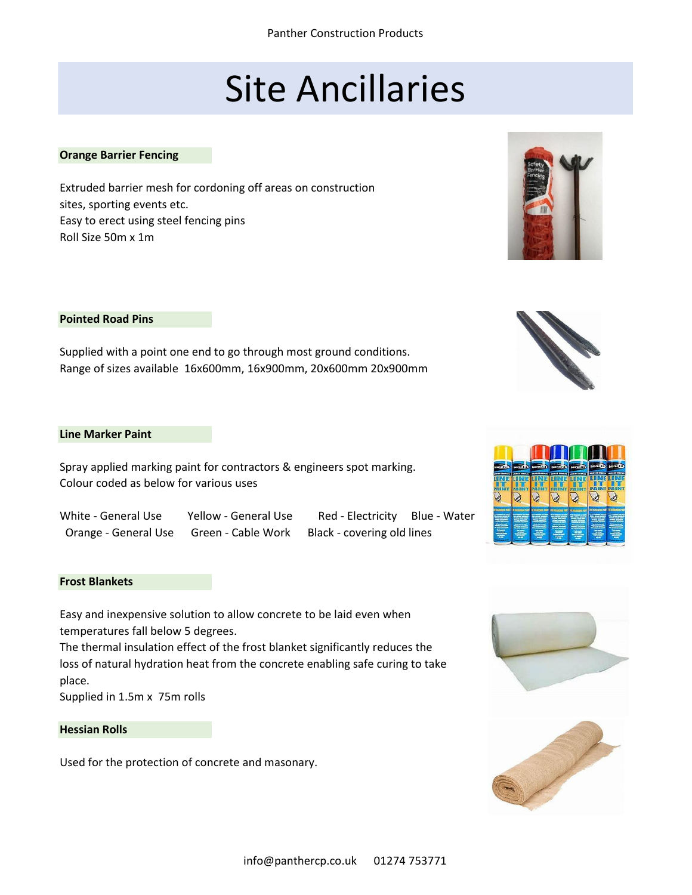# Site Ancillaries

**Orange Barrier Fencing**

Extruded barrier mesh for cordoning off areas on construction sites, sporting events etc.
Easy to erect using steel fencing pins
Roll Size 50m x 1m

**Pointed Road Pins**

Supplied with a point one end to go through most ground conditions.
Range of sizes available 16x600mm, 16x900mm, 20x600mm 20x900mm

**Line Marker Paint**

Spray applied marking paint for contractors & engineers spot marking.
Colour coded as below for various uses

White - General Use Yellow - General Use Red - Electricity Blue - Water
Orange - General Use Green - Cable Work Black - covering old lines

**Frost Blankets**

Easy and inexpensive solution to allow concrete to be laid even when temperatures fall below 5 degrees.
The thermal insulation effect of the frost blanket significantly reduces the loss of natural hydration heat from the concrete enabling safe curing to take place.
Supplied in 1.5m x 75m rolls

**Hessian Rolls**

Used for the protection of concrete and masonary.

info@panthercp.co.uk 01274 753771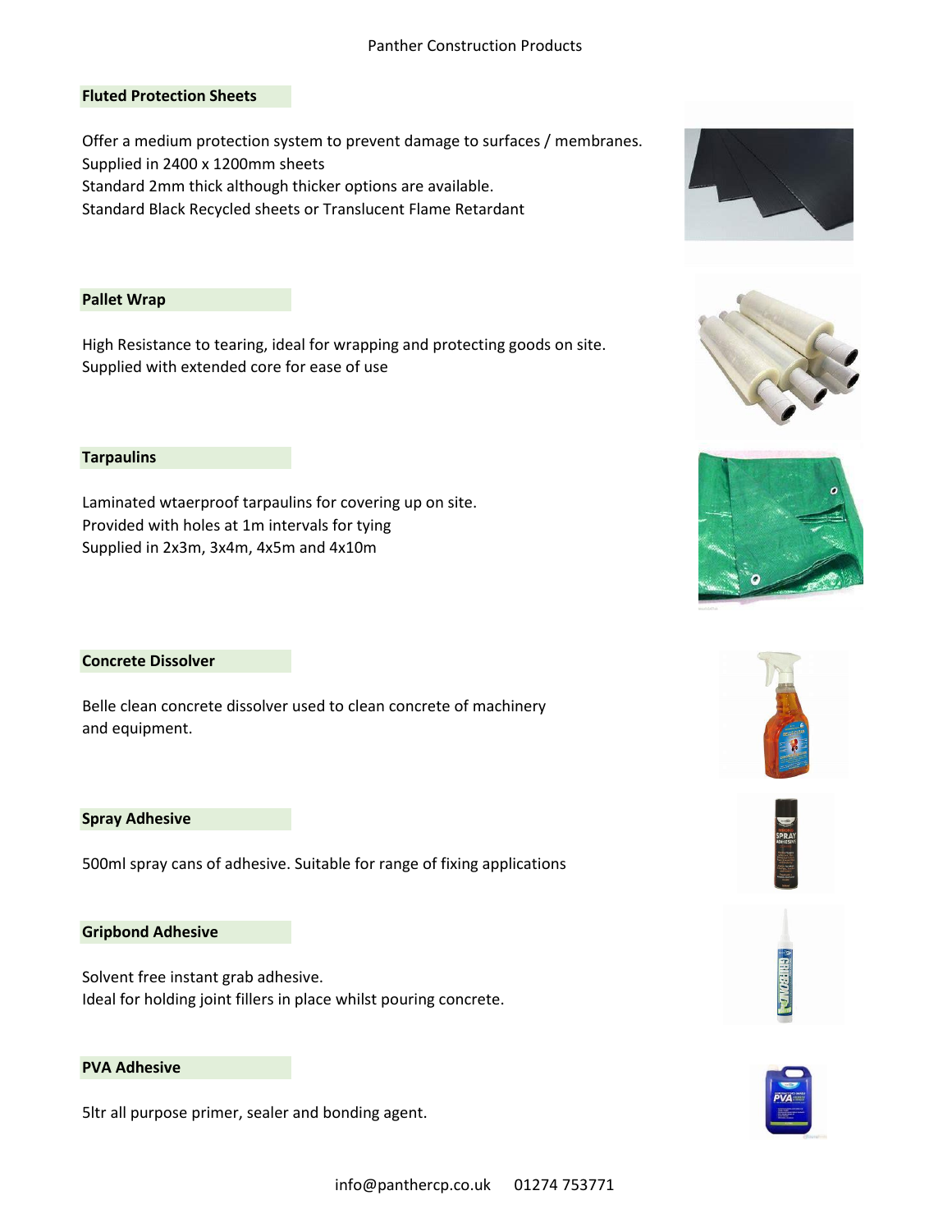## Fluted Protection Sheets

Offer a medium protection system to prevent damage to surfaces / membranes.
Supplied in 2400 x 1200mm sheets
Standard 2mm thick although thicker options are available.
Standard Black Recycled sheets or Translucent Flame Retardant

## Pallet Wrap

High Resistance to tearing, ideal for wrapping and protecting goods on site.
Supplied with extended core for ease of use

## Tarpaulins

Laminated wtaerproof tarpaulins for covering up on site.
Provided with holes at 1m intervals for tying
Supplied in 2x3m, 3x4m, 4x5m and 4x10m

## Concrete Dissolver

Belle clean concrete dissolver used to clean concrete of machinery and equipment.

## Spray Adhesive

500ml spray cans of adhesive. Suitable for range of fixing applications

## Gripbond Adhesive

Solvent free instant grab adhesive.
Ideal for holding joint fillers in place whilst pouring concrete.

## PVA Adhesive

5ltr all purpose primer, sealer and bonding agent.

info@panthercp.co.uk 01274 753771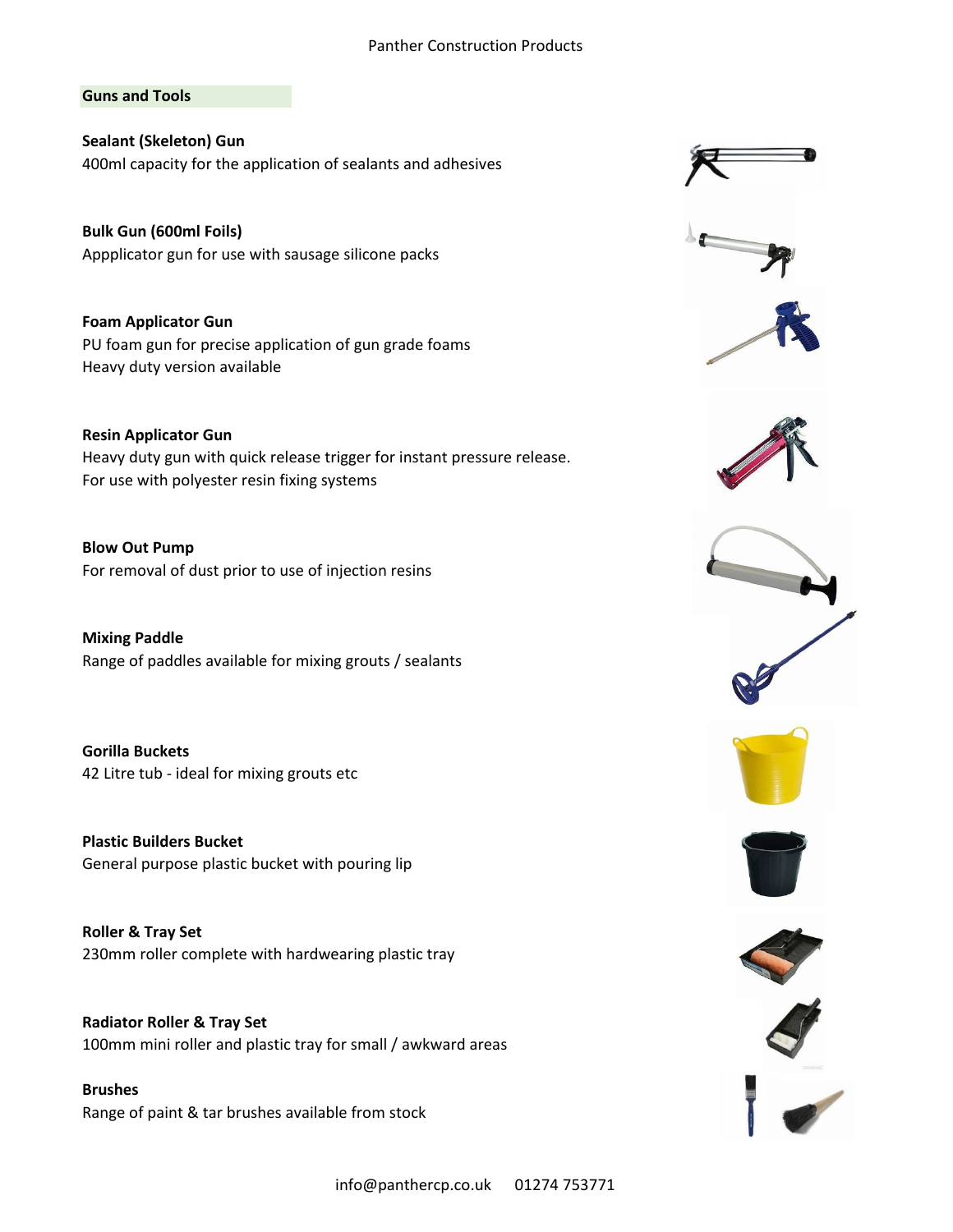## Guns and Tools

**Sealant (Skeleton) Gun**
400ml capacity for the application of sealants and adhesives

**Bulk Gun (600ml Foils)**
Appplicator gun for use with sausage silicone packs

**Foam Applicator Gun**
PU foam gun for precise application of gun grade foams
Heavy duty version available

**Resin Applicator Gun**
Heavy duty gun with quick release trigger for instant pressure release.
For use with polyester resin fixing systems

**Blow Out Pump**
For removal of dust prior to use of injection resins

**Mixing Paddle**
Range of paddles available for mixing grouts / sealants

**Gorilla Buckets**
42 Litre tub - ideal for mixing grouts etc

**Plastic Builders Bucket**
General purpose plastic bucket with pouring lip

**Roller & Tray Set**
230mm roller complete with hardwearing plastic tray

**Radiator Roller & Tray Set**
100mm mini roller and plastic tray for small / awkward areas

**Brushes**
Range of paint & tar brushes available from stock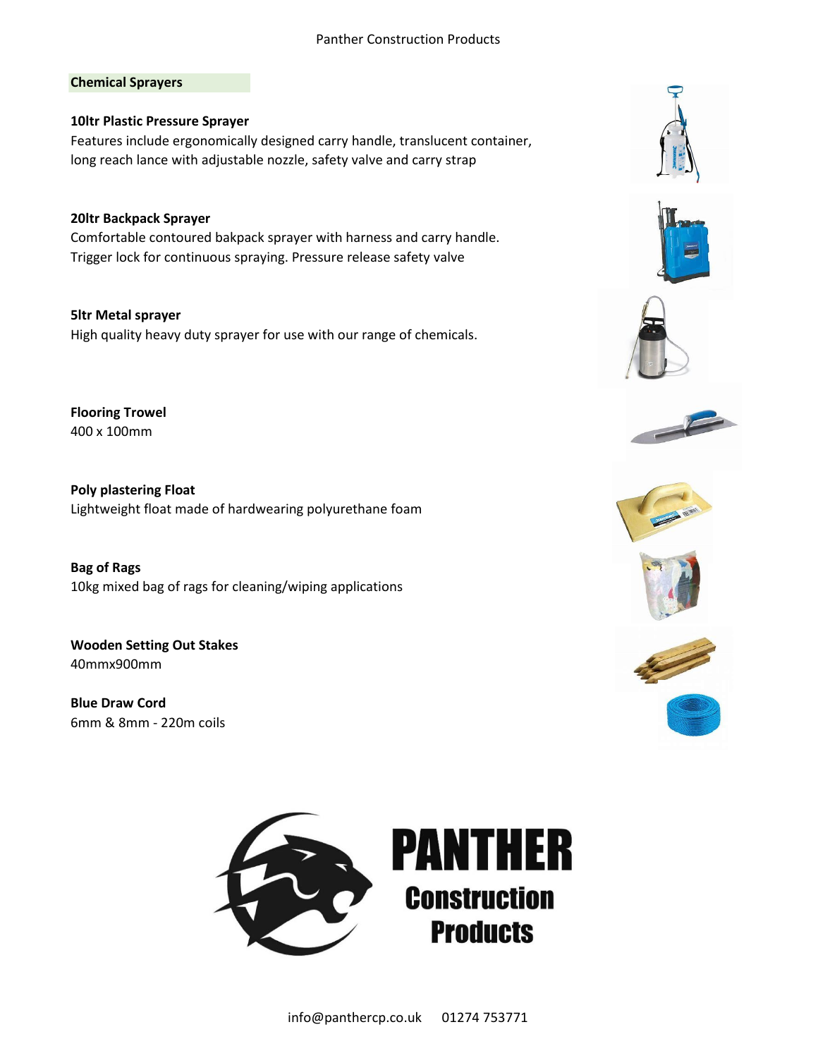## Chemical Sprayers

**10ltr Plastic Pressure Sprayer**
Features include ergonomically designed carry handle, translucent container, long reach lance with adjustable nozzle, safety valve and carry strap

**20ltr Backpack Sprayer**
Comfortable contoured bakpack sprayer with harness and carry handle. Trigger lock for continuous spraying. Pressure release safety valve

**5ltr Metal sprayer**
High quality heavy duty sprayer for use with our range of chemicals.

**Flooring Trowel**
400 x 100mm

**Poly plastering Float**
Lightweight float made of hardwearing polyurethane foam

**Bag of Rags**
10kg mixed bag of rags for cleaning/wiping applications

**Wooden Setting Out Stakes**
40mmx900mm

**Blue Draw Cord**
6mm & 8mm - 220m coils

PANTHER Construction Products

info@panthercp.co.uk 01274 753771